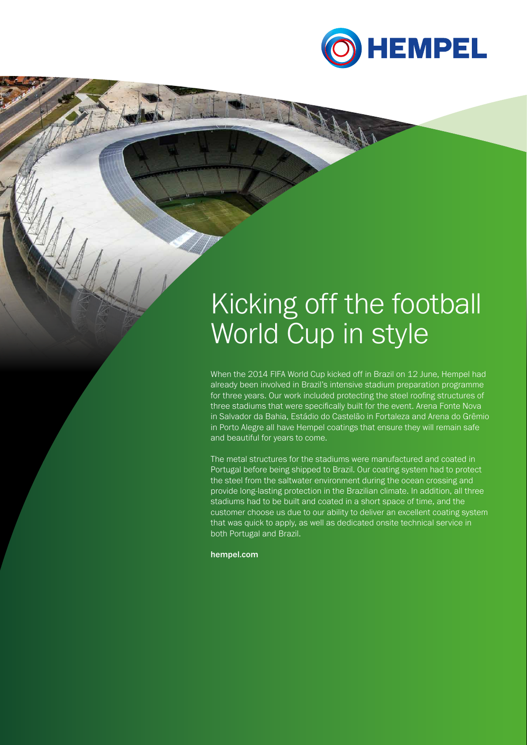HEMPEL

# Kicking off the football World Cup in style

When the 2014 FIFA World Cup kicked off in Brazil on 12 June, Hempel had already been involved in Brazil's intensive stadium preparation programme for three years. Our work included protecting the steel roofing structures of three stadiums that were specifically built for the event. Arena Fonte Nova in Salvador da Bahia, Estádio do Castelão in Fortaleza and Arena do Grêmio in Porto Alegre all have Hempel coatings that ensure they will remain safe and beautiful for years to come.

The metal structures for the stadiums were manufactured and coated in Portugal before being shipped to Brazil. Our coating system had to protect the steel from the saltwater environment during the ocean crossing and provide long-lasting protection in the Brazilian climate. In addition, all three stadiums had to be built and coated in a short space of time, and the customer choose us due to our ability to deliver an excellent coating system that was quick to apply, as well as dedicated onsite technical service in both Portugal and Brazil.

**hempel.com**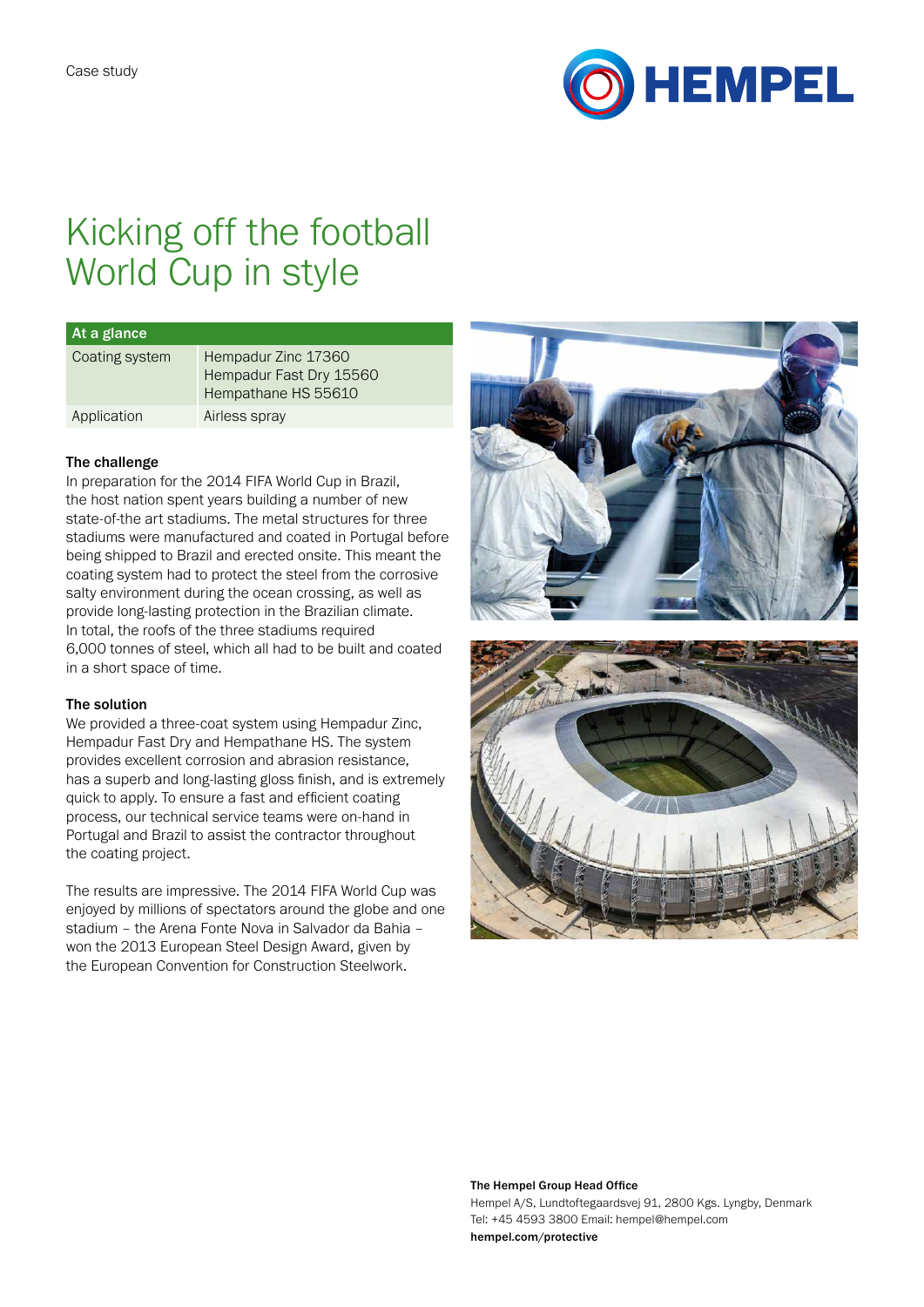Case study

# Kicking off the football World Cup in style

| At a glance | |
|---|---|
| Coating system | Hempadur Zinc 17360<br>Hempadur Fast Dry 15560<br>Hempathane HS 55610 |
| Application | Airless spray |

### The challenge

In preparation for the 2014 FIFA World Cup in Brazil, the host nation spent years building a number of new state-of-the art stadiums. The metal structures for three stadiums were manufactured and coated in Portugal before being shipped to Brazil and erected onsite. This meant the coating system had to protect the steel from the corrosive salty environment during the ocean crossing, as well as provide long-lasting protection in the Brazilian climate. In total, the roofs of the three stadiums required 6,000 tonnes of steel, which all had to be built and coated in a short space of time.

### The solution

We provided a three-coat system using Hempadur Zinc, Hempadur Fast Dry and Hempathane HS. The system provides excellent corrosion and abrasion resistance, has a superb and long-lasting gloss finish, and is extremely quick to apply. To ensure a fast and efficient coating process, our technical service teams were on-hand in Portugal and Brazil to assist the contractor throughout the coating project.

The results are impressive. The 2014 FIFA World Cup was enjoyed by millions of spectators around the globe and one stadium – the Arena Fonte Nova in Salvador da Bahia – won the 2013 European Steel Design Award, given by the European Convention for Construction Steelwork.

**The Hempel Group Head Office**
Hempel A/S, Lundtoftegaardsvej 91, 2800 Kgs. Lyngby, Denmark
Tel: +45 4593 3800 Email: hempel@hempel.com
**hempel.com/protective**